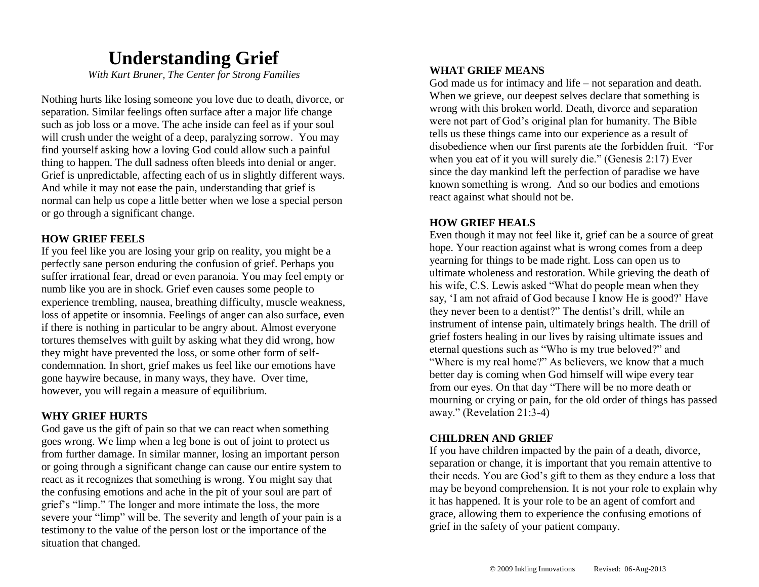# Understanding Grief

*With Kurt Bruner, The Center for Strong Families*

Nothing hurts like losing someone you love due to death, divorce, or separation. Similar feelings often surface after a major life change such as job loss or a move. The ache inside can feel as if your soul will crush under the weight of a deep, paralyzing sorrow. You may find yourself asking how a loving God could allow such a painful thing to happen. The dull sadness often bleeds into denial or anger. Grief is unpredictable, affecting each of us in slightly different ways. And while it may not ease the pain, understanding that grief is normal can help us cope a little better when we lose a special person or go through a significant change.

**HOW GRIEF FEELS**

If you feel like you are losing your grip on reality, you might be a perfectly sane person enduring the confusion of grief. Perhaps you suffer irrational fear, dread or even paranoia. You may feel empty or numb like you are in shock. Grief even causes some people to experience trembling, nausea, breathing difficulty, muscle weakness, loss of appetite or insomnia. Feelings of anger can also surface, even if there is nothing in particular to be angry about. Almost everyone tortures themselves with guilt by asking what they did wrong, how they might have prevented the loss, or some other form of self-condemnation. In short, grief makes us feel like our emotions have gone haywire because, in many ways, they have. Over time, however, you will regain a measure of equilibrium.

**WHY GRIEF HURTS**

God gave us the gift of pain so that we can react when something goes wrong. We limp when a leg bone is out of joint to protect us from further damage. In similar manner, losing an important person or going through a significant change can cause our entire system to react as it recognizes that something is wrong. You might say that the confusing emotions and ache in the pit of your soul are part of grief's "limp." The longer and more intimate the loss, the more severe your "limp" will be. The severity and length of your pain is a testimony to the value of the person lost or the importance of the situation that changed.

**WHAT GRIEF MEANS**

God made us for intimacy and life – not separation and death. When we grieve, our deepest selves declare that something is wrong with this broken world. Death, divorce and separation were not part of God's original plan for humanity. The Bible tells us these things came into our experience as a result of disobedience when our first parents ate the forbidden fruit. "For when you eat of it you will surely die." (Genesis 2:17) Ever since the day mankind left the perfection of paradise we have known something is wrong. And so our bodies and emotions react against what should not be.

**HOW GRIEF HEALS**

Even though it may not feel like it, grief can be a source of great hope. Your reaction against what is wrong comes from a deep yearning for things to be made right. Loss can open us to ultimate wholeness and restoration. While grieving the death of his wife, C.S. Lewis asked "What do people mean when they say, 'I am not afraid of God because I know He is good?' Have they never been to a dentist?" The dentist's drill, while an instrument of intense pain, ultimately brings health. The drill of grief fosters healing in our lives by raising ultimate issues and eternal questions such as "Who is my true beloved?" and "Where is my real home?" As believers, we know that a much better day is coming when God himself will wipe every tear from our eyes. On that day "There will be no more death or mourning or crying or pain, for the old order of things has passed away." (Revelation 21:3-4)

**CHILDREN AND GRIEF**

If you have children impacted by the pain of a death, divorce, separation or change, it is important that you remain attentive to their needs. You are God's gift to them as they endure a loss that may be beyond comprehension. It is not your role to explain why it has happened. It is your role to be an agent of comfort and grace, allowing them to experience the confusing emotions of grief in the safety of your patient company.

© 2009 Inkling Innovations Revised: 06-Aug-2013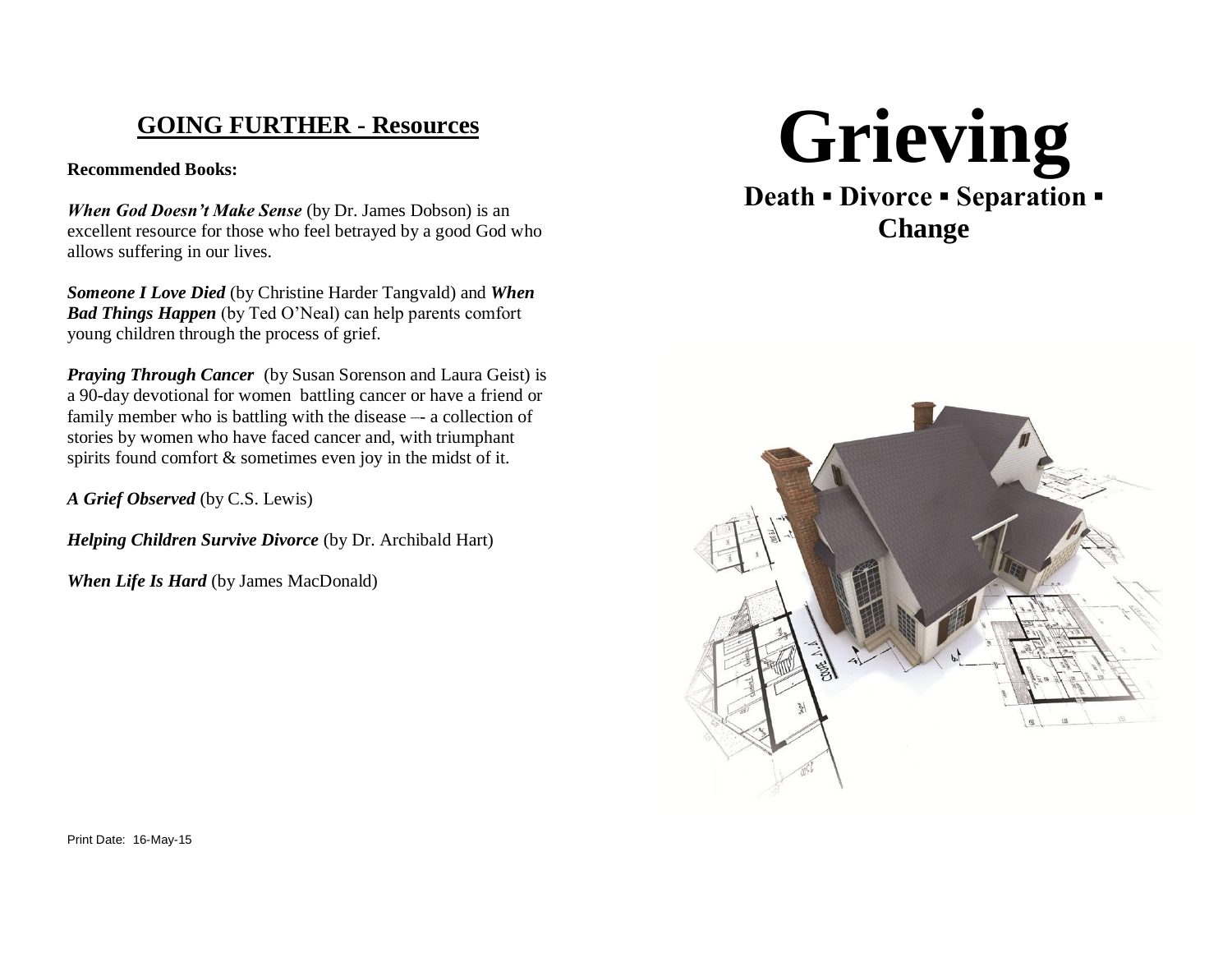## GOING FURTHER - Resources

**Recommended Books:**

***When God Doesn't Make Sense*** (by Dr. James Dobson) is an excellent resource for those who feel betrayed by a good God who allows suffering in our lives.

***Someone I Love Died*** (by Christine Harder Tangvald) and ***When Bad Things Happen*** (by Ted O'Neal) can help parents comfort young children through the process of grief.

***Praying Through Cancer*** (by Susan Sorenson and Laura Geist) is a 90-day devotional for women battling cancer or have a friend or family member who is battling with the disease –- a collection of stories by women who have faced cancer and, with triumphant spirits found comfort & sometimes even joy in the midst of it.

***A Grief Observed*** (by C.S. Lewis)

***Helping Children Survive Divorce*** (by Dr. Archibald Hart)

***When Life Is Hard*** (by James MacDonald)

Print Date: 16-May-15

# Grieving

**Death ▪ Divorce ▪ Separation ▪ Change**